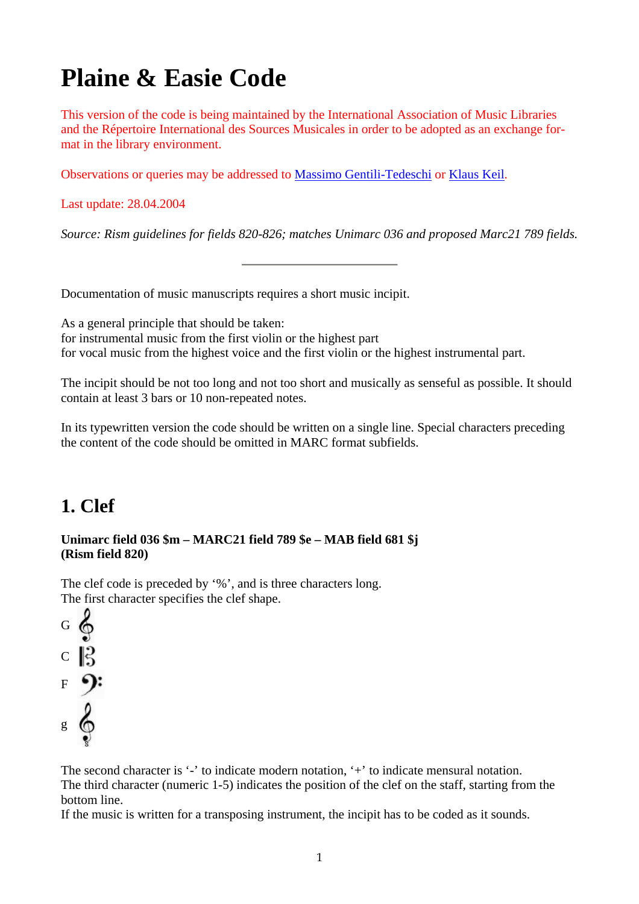# Plaine & Easie Code

This version of the code is being maintained by the International Association of Music Libraries and the Répertoire International des Sources Musicales in order to be adopted as an exchange format in the library environment.

Observations or queries may be addressed to Massimo Gentili-Tedeschi or Klaus Keil.

Last update: 28.04.2004

*Source: Rism guidelines for fields 820-826; matches Unimarc 036 and proposed Marc21 789 fields.*

---

Documentation of music manuscripts requires a short music incipit.

As a general principle that should be taken:
for instrumental music from the first violin or the highest part
for vocal music from the highest voice and the first violin or the highest instrumental part.

The incipit should be not too long and not too short and musically as senseful as possible. It should contain at least 3 bars or 10 non-repeated notes.

In its typewritten version the code should be written on a single line. Special characters preceding the content of the code should be omitted in MARC format subfields.

## 1. Clef

**Unimarc field 036 $m – MARC21 field 789 $e – MAB field 681 $j (Rism field 820)**

The clef code is preceded by '%', and is three characters long.
The first character specifies the clef shape.

G

C

F

g

The second character is '-' to indicate modern notation, '+' to indicate mensural notation.
The third character (numeric 1-5) indicates the position of the clef on the staff, starting from the bottom line.
If the music is written for a transposing instrument, the incipit has to be coded as it sounds.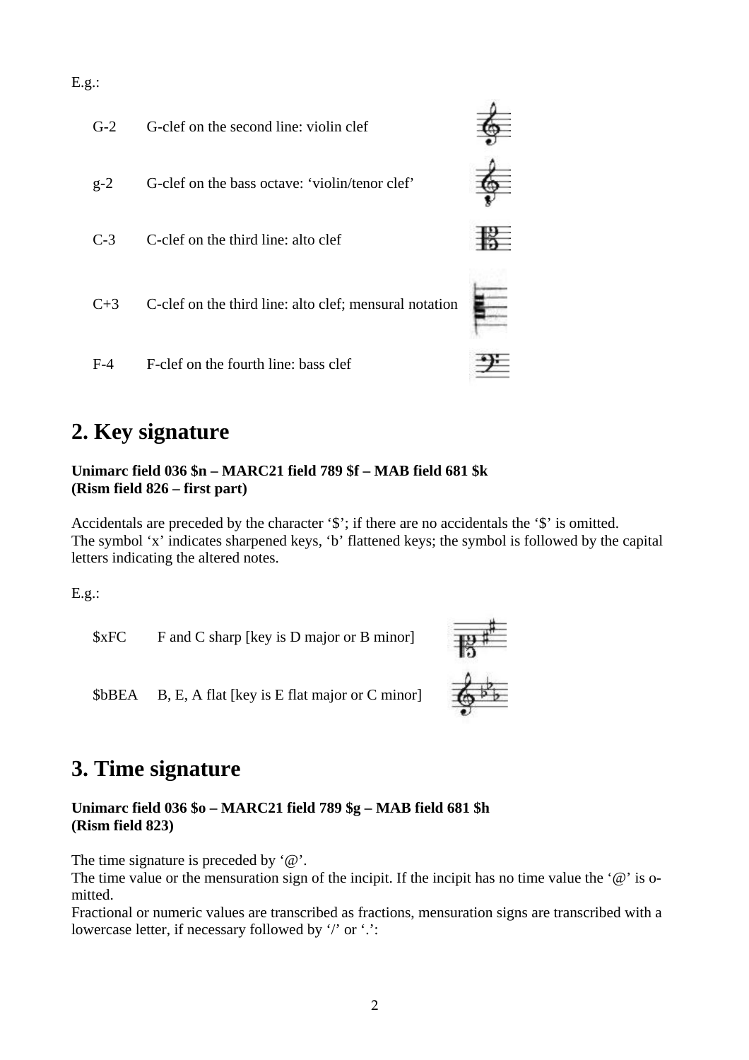E.g.:

| | |
|---|---|
| G-2 | G-clef on the second line: violin clef |
| g-2 | G-clef on the bass octave: 'violin/tenor clef' |
| C-3 | C-clef on the third line: alto clef |
| C+3 | C-clef on the third line: alto clef; mensural notation |
| F-4 | F-clef on the fourth line: bass clef |

## 2. Key signature

**Unimarc field 036 $n – MARC21 field 789 $f – MAB field 681 $k**
**(Rism field 826 – first part)**

Accidentals are preceded by the character '$'; if there are no accidentals the '$' is omitted.
The symbol 'x' indicates sharpened keys, 'b' flattened keys; the symbol is followed by the capital letters indicating the altered notes.

E.g.:

| | |
|---|---|
| $xFC | F and C sharp [key is D major or B minor] |
| $bBEA | B, E, A flat [key is E flat major or C minor] |

## 3. Time signature

**Unimarc field 036 $o – MARC21 field 789 $g – MAB field 681 $h**
**(Rism field 823)**

The time signature is preceded by '@'.
The time value or the mensuration sign of the incipit. If the incipit has no time value the '@' is omitted.
Fractional or numeric values are transcribed as fractions, mensuration signs are transcribed with a lowercase letter, if necessary followed by '/' or '.':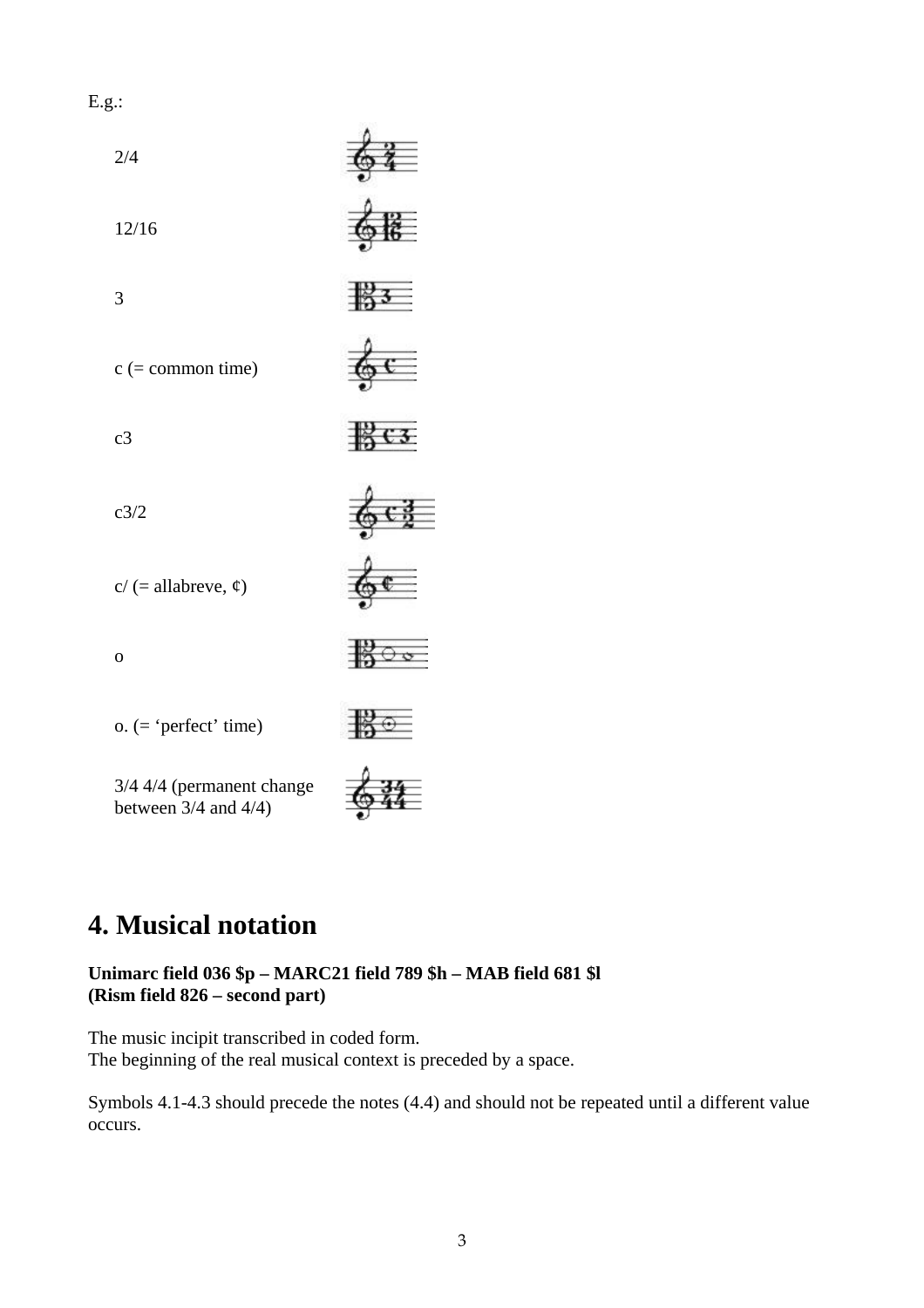E.g.:

- 2/4
- 12/16
- 3
- c (= common time)
- c3
- c3/2
- c/ (= allabreve, ¢)
- o
- o. (= 'perfect' time)
- 3/4 4/4 (permanent change between 3/4 and 4/4)

# 4. Musical notation

**Unimarc field 036 $p – MARC21 field 789 $h – MAB field 681 $l**
**(Rism field 826 – second part)**

The music incipit transcribed in coded form.
The beginning of the real musical context is preceded by a space.

Symbols 4.1-4.3 should precede the notes (4.4) and should not be repeated until a different value occurs.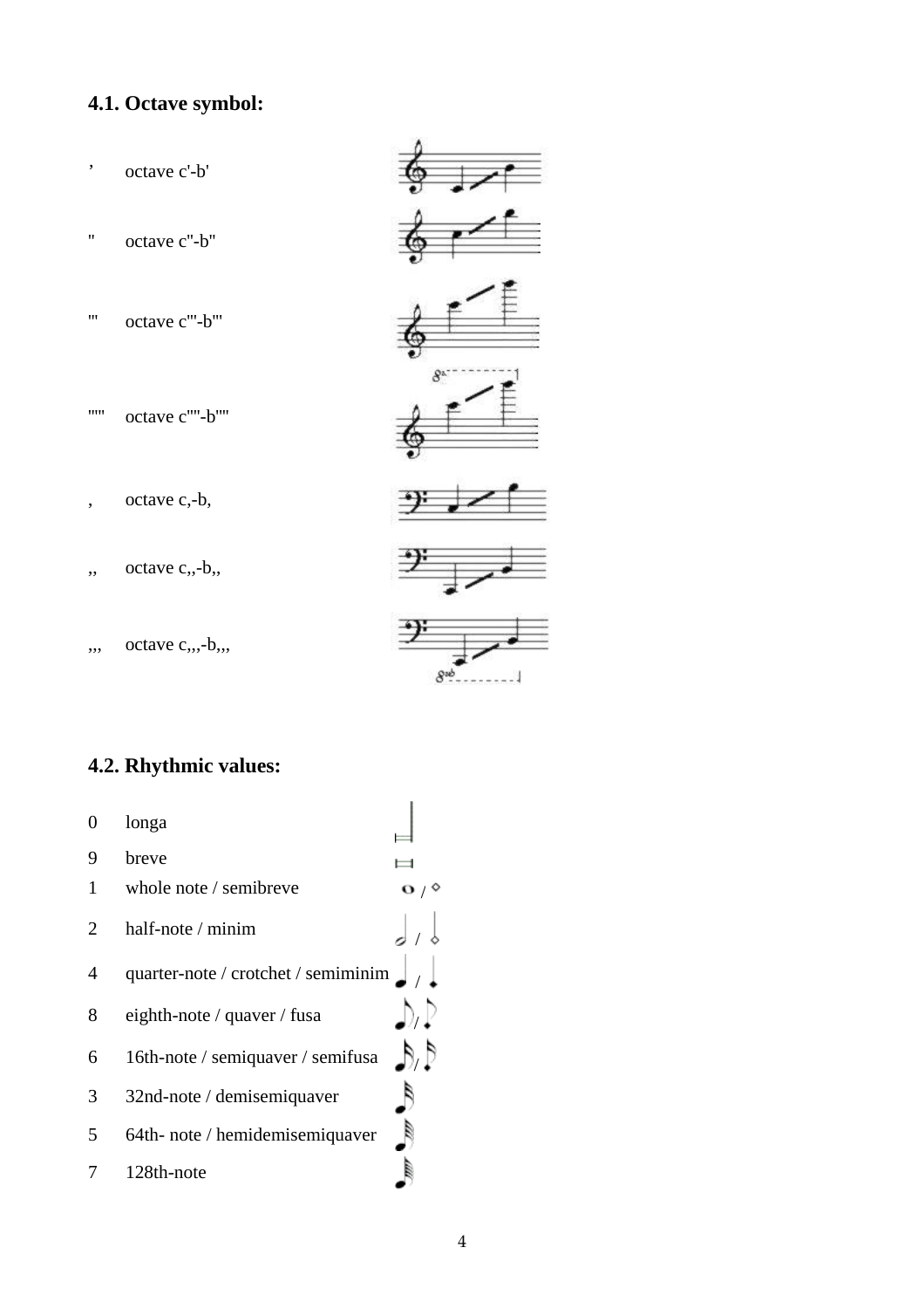### 4.1. Octave symbol:

| | |
|---|---|
| ' | octave c'-b' |
| '' | octave c''-b'' |
| ''' | octave c'''-b''' |
| '''' | octave c''''-b'''' |
| , | octave c,-b, |
| ,, | octave c,,-b,, |
| ,,, | octave c,,,-b,,, |

### 4.2. Rhythmic values:

| | |
|---|---|
| 0 | longa |
| 9 | breve |
| 1 | whole note / semibreve |
| 2 | half-note / minim |
| 4 | quarter-note / crotchet / semiminim |
| 8 | eighth-note / quaver / fusa |
| 6 | 16th-note / semiquaver / semifusa |
| 3 | 32nd-note / demisemiquaver |
| 5 | 64th- note / hemidemisemiquaver |
| 7 | 128th-note |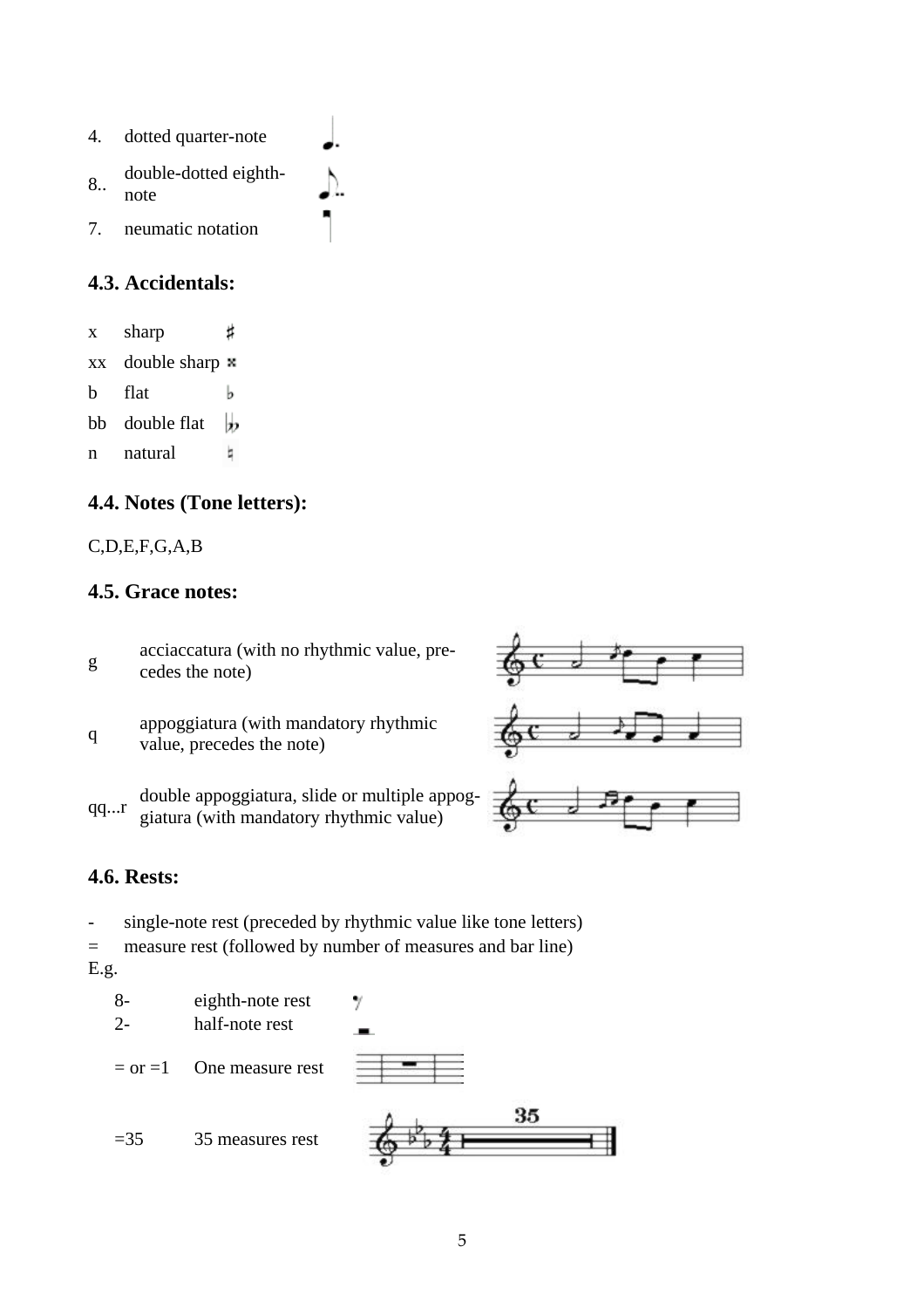| | | |
|---|---|---|
| 4. | dotted quarter-note | |
| 8.. | double-dotted eighth-note | |
| 7. | neumatic notation | |

### 4.3. Accidentals:

| | | |
|---|---|---|
| x | sharp | ♯ |
| xx | double sharp | 𝄪 |
| b | flat | ♭ |
| bb | double flat | 𝄫 |
| n | natural | ♮ |

### 4.4. Notes (Tone letters):

C,D,E,F,G,A,B

### 4.5. Grace notes:

| | |
|---|---|
| g | acciaccatura (with no rhythmic value, precedes the note) |
| q | appoggiatura (with mandatory rhythmic value, precedes the note) |
| qq...r | double appoggiatura, slide or multiple appoggiatura (with mandatory rhythmic value) |

### 4.6. Rests:

- single-note rest (preceded by rhythmic value like tone letters)

= measure rest (followed by number of measures and bar line)

E.g.

| | |
|---|---|
| 8- | eighth-note rest |
| 2- | half-note rest |
| = or =1 | One measure rest |
| =35 | 35 measures rest |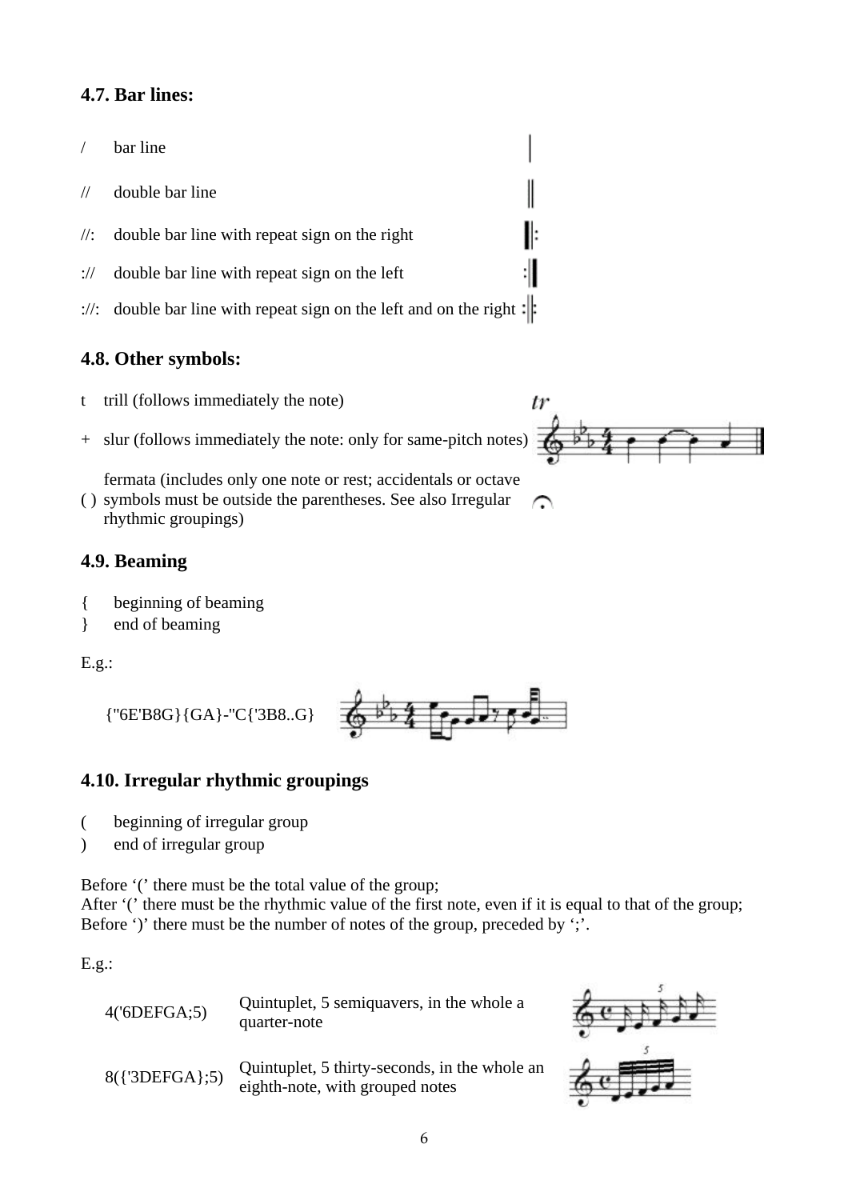### 4.7. Bar lines:

| | |
|---|---|
| / | bar line |
| // | double bar line |
| //: | double bar line with repeat sign on the right |
| :// | double bar line with repeat sign on the left |
| ://: | double bar line with repeat sign on the left and on the right |

### 4.8. Other symbols:

| | |
|---|---|
| t | trill (follows immediately the note) |
| + | slur (follows immediately the note: only for same-pitch notes) |
| ( ) | fermata (includes only one note or rest; accidentals or octave symbols must be outside the parentheses. See also Irregular rhythmic groupings) |

### 4.9. Beaming

{ beginning of beaming
} end of beaming

E.g.:

{"6E'B8G}{GA}-"C{'3B8..G}

### 4.10. Irregular rhythmic groupings

( beginning of irregular group
) end of irregular group

Before '(' there must be the total value of the group;
After '(' there must be the rhythmic value of the first note, even if it is equal to that of the group;
Before ')' there must be the number of notes of the group, preceded by ';'.

E.g.:

| | |
|---|---|
| 4('6DEFGA;5) | Quintuplet, 5 semiquavers, in the whole a quarter-note |
| 8({'3DEFGA};5) | Quintuplet, 5 thirty-seconds, in the whole an eighth-note, with grouped notes |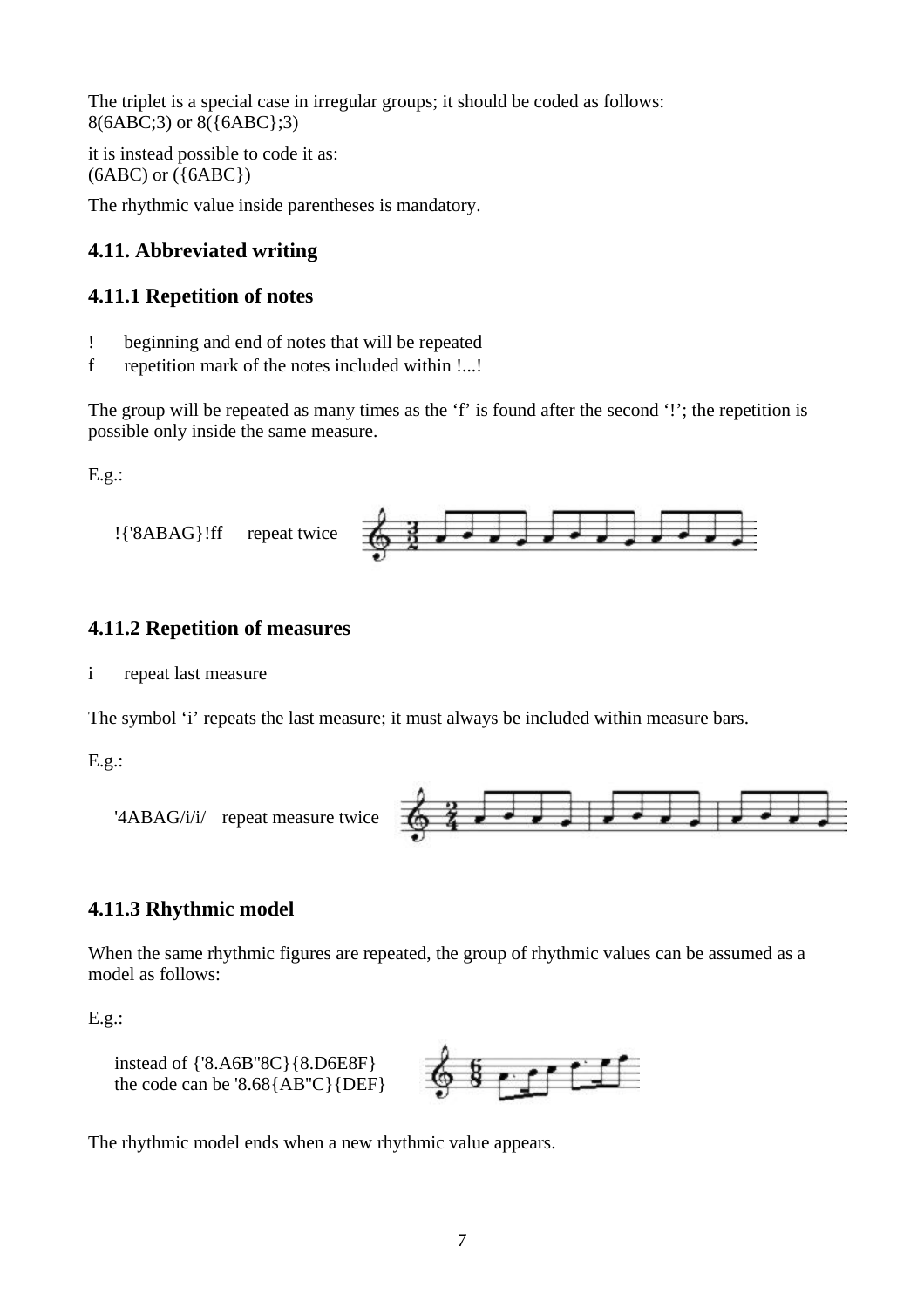The triplet is a special case in irregular groups; it should be coded as follows:
8(6ABC;3) or 8({6ABC};3)

it is instead possible to code it as:
(6ABC) or ({6ABC})

The rhythmic value inside parentheses is mandatory.

## 4.11. Abbreviated writing

### 4.11.1 Repetition of notes

! beginning and end of notes that will be repeated
f repetition mark of the notes included within !...!

The group will be repeated as many times as the 'f' is found after the second '!'; the repetition is possible only inside the same measure.

E.g.:

!{'8ABAG}!ff repeat twice

### 4.11.2 Repetition of measures

i repeat last measure

The symbol 'i' repeats the last measure; it must always be included within measure bars.

E.g.:

'4ABAG/i/i/ repeat measure twice

### 4.11.3 Rhythmic model

When the same rhythmic figures are repeated, the group of rhythmic values can be assumed as a model as follows:

E.g.:

instead of {'8.A6B"8C}{8.D6E8F}
the code can be '8.68{AB"C}{DEF}

The rhythmic model ends when a new rhythmic value appears.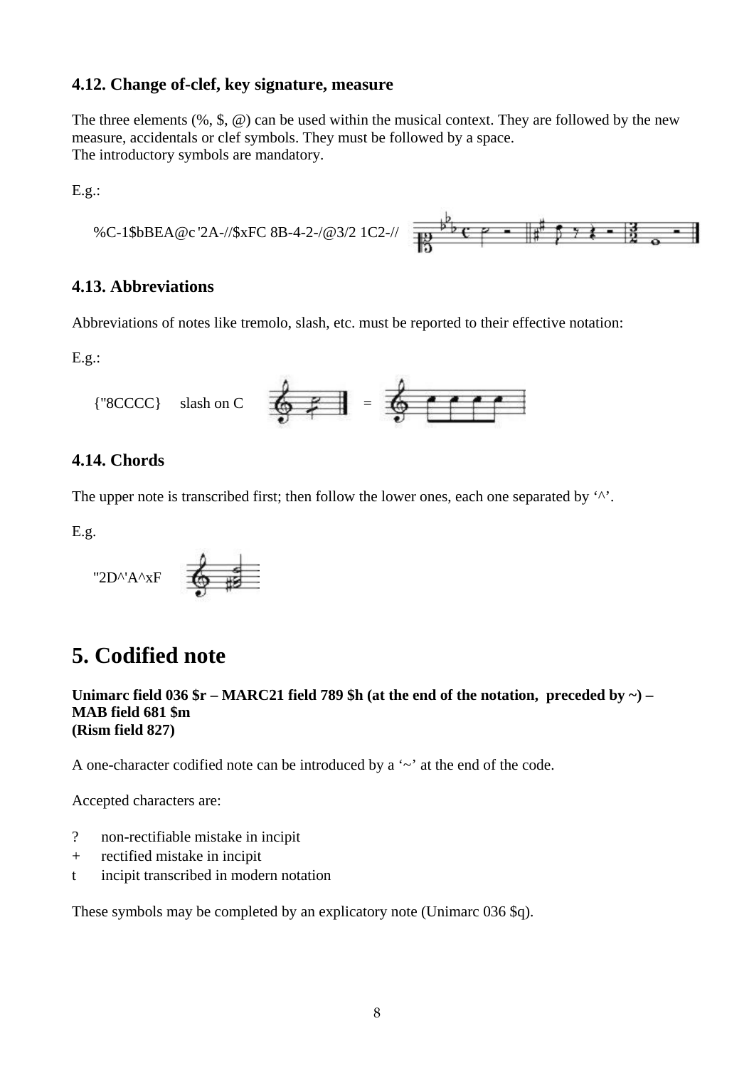### 4.12. Change of-clef, key signature, measure

The three elements (%, $, @) can be used within the musical context. They are followed by the new measure, accidentals or clef symbols. They must be followed by a space.
The introductory symbols are mandatory.

E.g.:

%C-1$bBEA@c'2A-//$xFC 8B-4-2-/@3/2 1C2-//

### 4.13. Abbreviations

Abbreviations of notes like tremolo, slash, etc. must be reported to their effective notation:

E.g.:

{"8CCCC}   slash on C   =

### 4.14. Chords

The upper note is transcribed first; then follow the lower ones, each one separated by '^'.

E.g.

"2D^'A^xF

## 5. Codified note

**Unimarc field 036 $r – MARC21 field 789 $h (at the end of the notation, preceded by ~) – MAB field 681 $m**
**(Rism field 827)**

A one-character codified note can be introduced by a '~' at the end of the code.

Accepted characters are:

?   non-rectifiable mistake in incipit
+   rectified mistake in incipit
t   incipit transcribed in modern notation

These symbols may be completed by an explicatory note (Unimarc 036 $q).